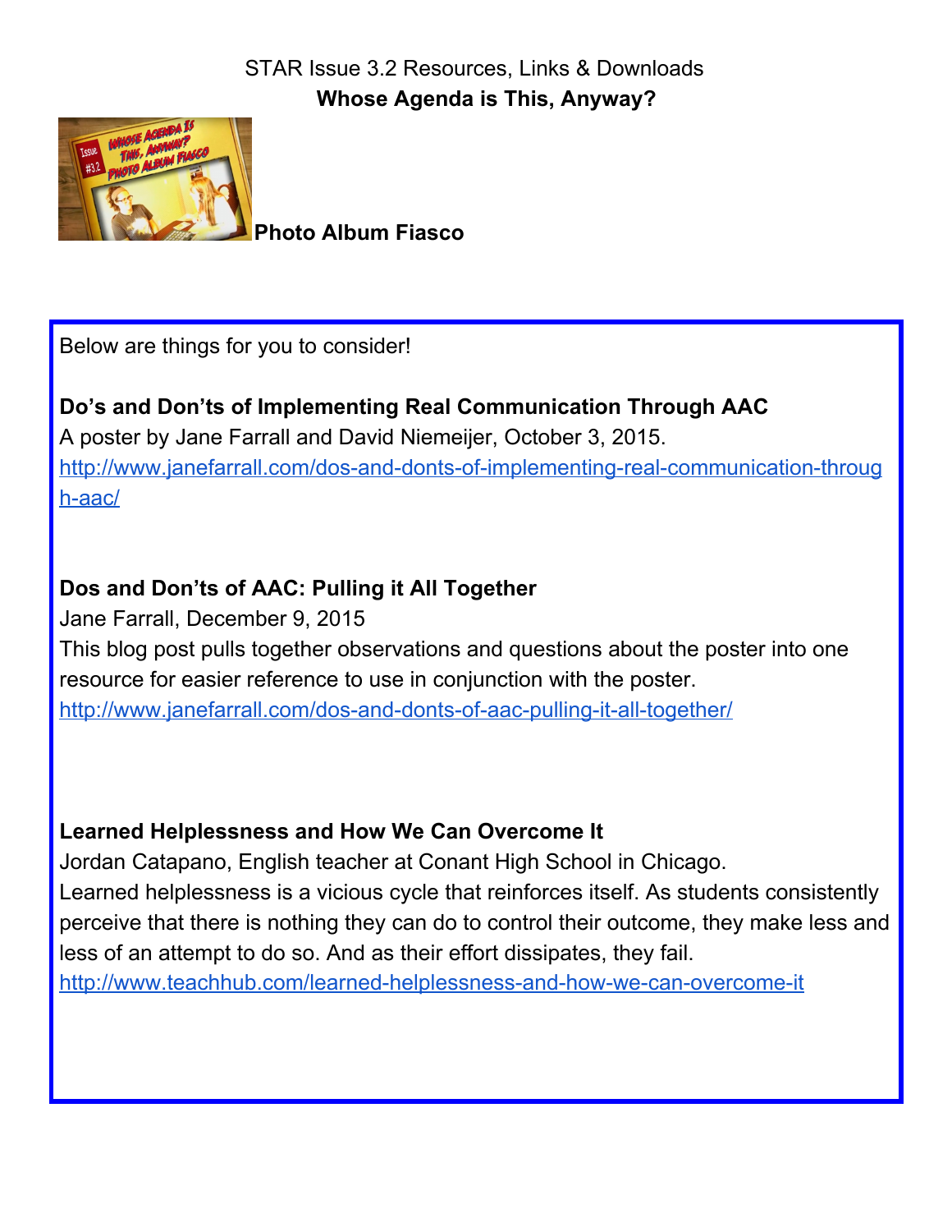STAR Issue 3.2 Resources, Links & Downloads

**Whose Agenda is This, Anyway?**

**Photo Album Fiasco**

Below are things for you to consider!

**Do's and Don'ts of Implementing Real Communication Through AAC**

A poster by Jane Farrall and David Niemeijer, October 3, 2015.

http://www.janefarrall.com/dos-and-donts-of-implementing-real-communication-through-aac/

**Dos and Don'ts of AAC: Pulling it All Together**

Jane Farrall, December 9, 2015

This blog post pulls together observations and questions about the poster into one resource for easier reference to use in conjunction with the poster.

http://www.janefarrall.com/dos-and-donts-of-aac-pulling-it-all-together/

**Learned Helplessness and How We Can Overcome It**

Jordan Catapano, English teacher at Conant High School in Chicago.

Learned helplessness is a vicious cycle that reinforces itself. As students consistently perceive that there is nothing they can do to control their outcome, they make less and less of an attempt to do so. And as their effort dissipates, they fail.

http://www.teachhub.com/learned-helplessness-and-how-we-can-overcome-it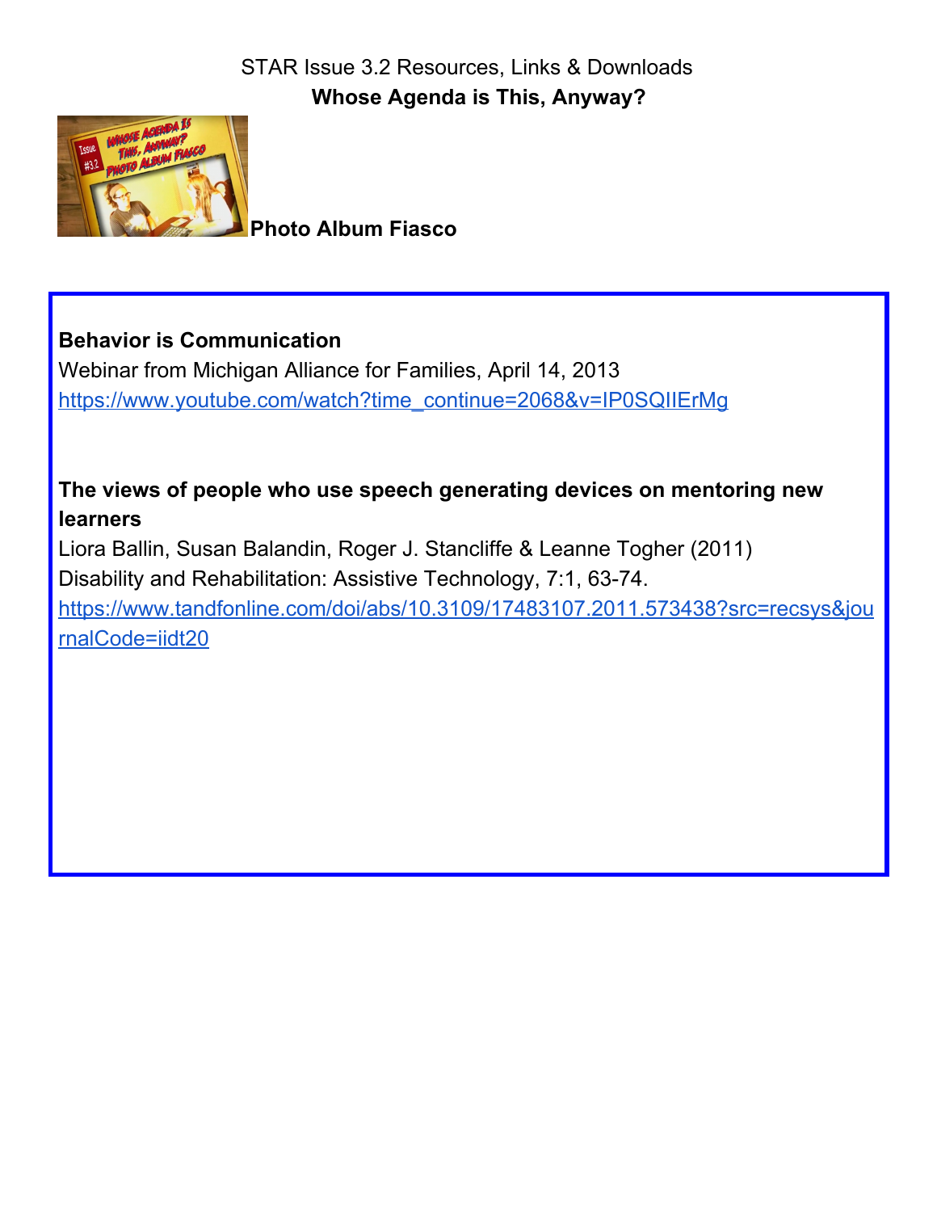STAR Issue 3.2 Resources, Links & Downloads

**Whose Agenda is This, Anyway?**

**Photo Album Fiasco**

**Behavior is Communication**
Webinar from Michigan Alliance for Families, April 14, 2013
https://www.youtube.com/watch?time_continue=2068&v=IP0SQIIErMg

**The views of people who use speech generating devices on mentoring new learners**
Liora Ballin, Susan Balandin, Roger J. Stancliffe & Leanne Togher (2011)
Disability and Rehabilitation: Assistive Technology, 7:1, 63-74.
https://www.tandfonline.com/doi/abs/10.3109/17483107.2011.573438?src=recsys&journalCode=iidt20